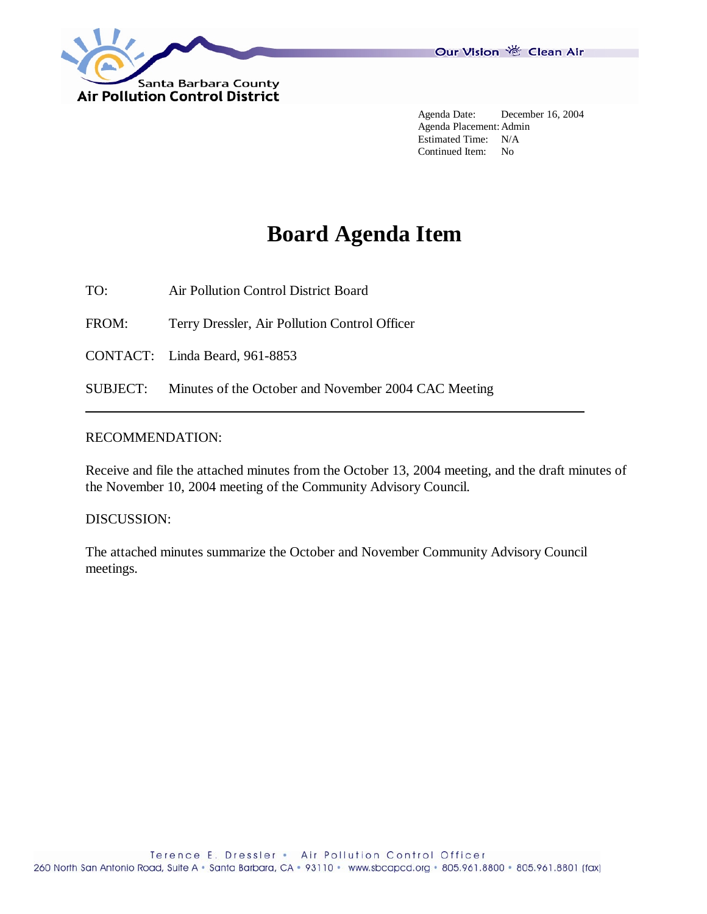Santa Barbara County
Air Pollution Control District

Our Vision Clean Air

Agenda Date: December 16, 2004
Agenda Placement: Admin
Estimated Time: N/A
Continued Item: No

# Board Agenda Item

TO: Air Pollution Control District Board

FROM: Terry Dressler, Air Pollution Control Officer

CONTACT: Linda Beard, 961-8853

SUBJECT: Minutes of the October and November 2004 CAC Meeting

---

RECOMMENDATION:

Receive and file the attached minutes from the October 13, 2004 meeting, and the draft minutes of the November 10, 2004 meeting of the Community Advisory Council.

DISCUSSION:

The attached minutes summarize the October and November Community Advisory Council meetings.

Terence E. Dressler • Air Pollution Control Officer
260 North San Antonio Road, Suite A • Santa Barbara, CA • 93110 • www.sbcapcd.org • 805.961.8800 • 805.961.8801 (fax)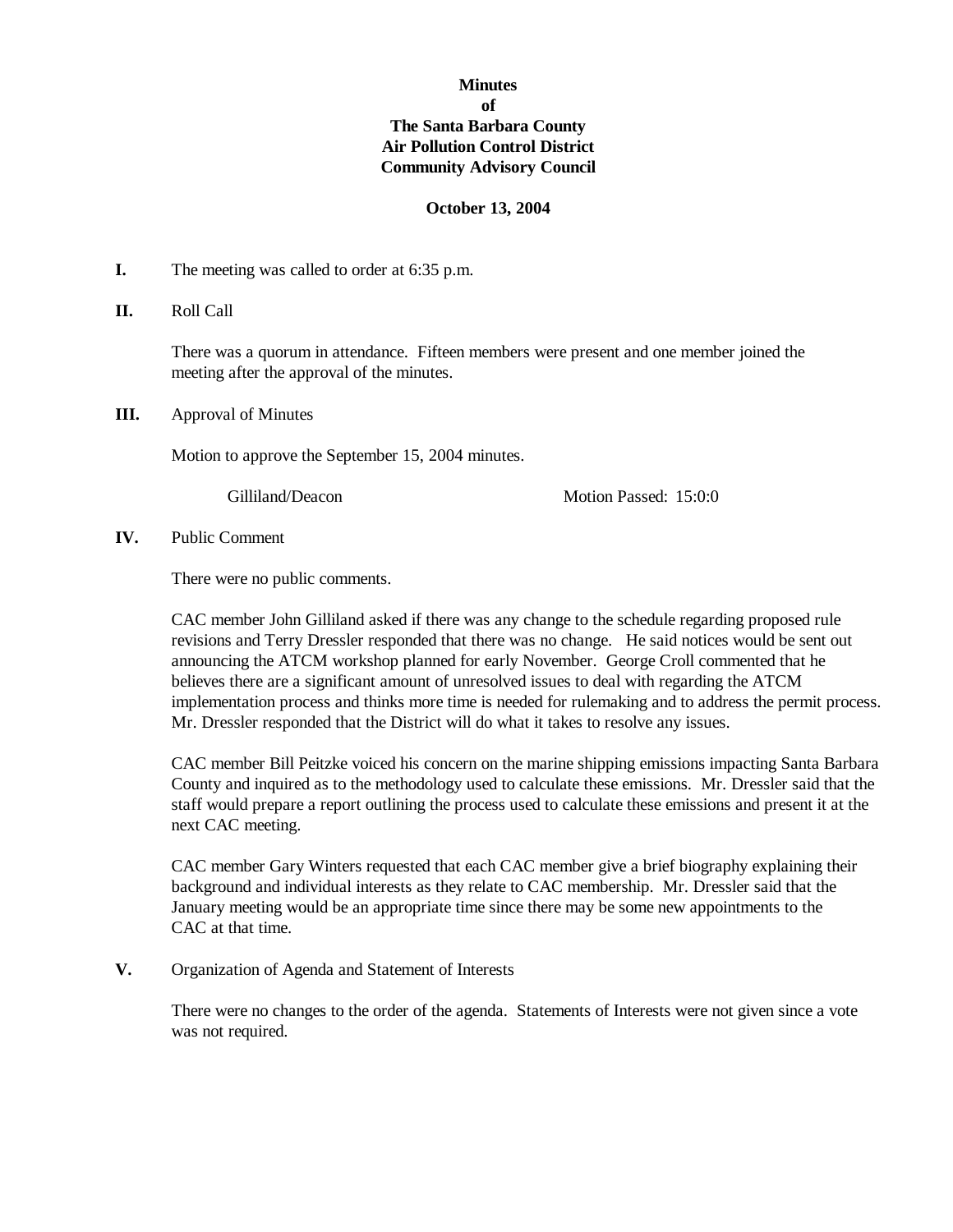**Minutes**
**of**
**The Santa Barbara County**
**Air Pollution Control District**
**Community Advisory Council**

**October 13, 2004**

**I.** The meeting was called to order at 6:35 p.m.

**II.** Roll Call

There was a quorum in attendance. Fifteen members were present and one member joined the meeting after the approval of the minutes.

**III.** Approval of Minutes

Motion to approve the September 15, 2004 minutes.

Gilliland/Deacon Motion Passed: 15:0:0

**IV.** Public Comment

There were no public comments.

CAC member John Gilliland asked if there was any change to the schedule regarding proposed rule revisions and Terry Dressler responded that there was no change. He said notices would be sent out announcing the ATCM workshop planned for early November. George Croll commented that he believes there are a significant amount of unresolved issues to deal with regarding the ATCM implementation process and thinks more time is needed for rulemaking and to address the permit process. Mr. Dressler responded that the District will do what it takes to resolve any issues.

CAC member Bill Peitzke voiced his concern on the marine shipping emissions impacting Santa Barbara County and inquired as to the methodology used to calculate these emissions. Mr. Dressler said that the staff would prepare a report outlining the process used to calculate these emissions and present it at the next CAC meeting.

CAC member Gary Winters requested that each CAC member give a brief biography explaining their background and individual interests as they relate to CAC membership. Mr. Dressler said that the January meeting would be an appropriate time since there may be some new appointments to the CAC at that time.

**V.** Organization of Agenda and Statement of Interests

There were no changes to the order of the agenda. Statements of Interests were not given since a vote was not required.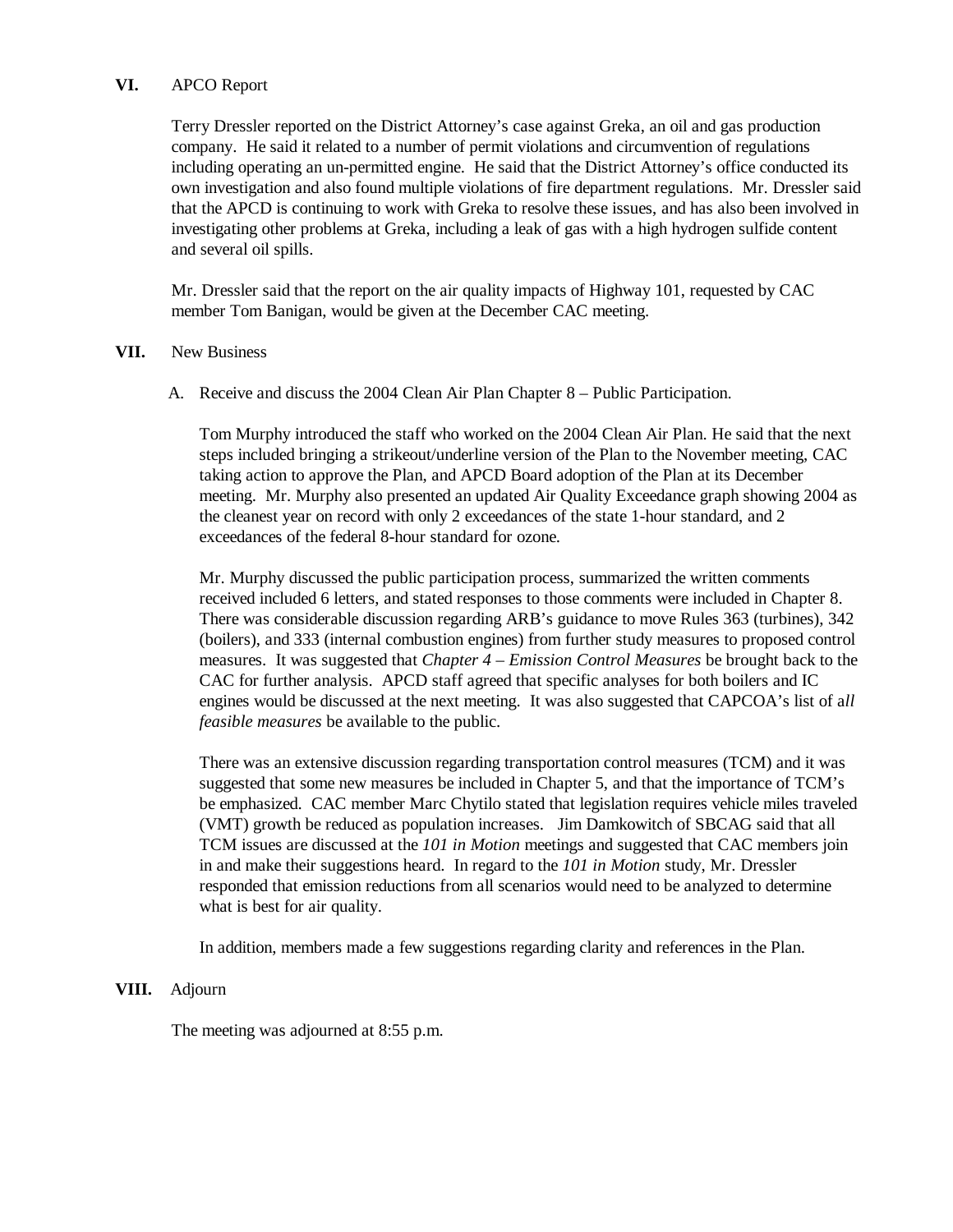**VI.** APCO Report

Terry Dressler reported on the District Attorney's case against Greka, an oil and gas production company. He said it related to a number of permit violations and circumvention of regulations including operating an un-permitted engine. He said that the District Attorney's office conducted its own investigation and also found multiple violations of fire department regulations. Mr. Dressler said that the APCD is continuing to work with Greka to resolve these issues, and has also been involved in investigating other problems at Greka, including a leak of gas with a high hydrogen sulfide content and several oil spills.

Mr. Dressler said that the report on the air quality impacts of Highway 101, requested by CAC member Tom Banigan, would be given at the December CAC meeting.

**VII.** New Business

A. Receive and discuss the 2004 Clean Air Plan Chapter 8 – Public Participation.

Tom Murphy introduced the staff who worked on the 2004 Clean Air Plan. He said that the next steps included bringing a strikeout/underline version of the Plan to the November meeting, CAC taking action to approve the Plan, and APCD Board adoption of the Plan at its December meeting. Mr. Murphy also presented an updated Air Quality Exceedance graph showing 2004 as the cleanest year on record with only 2 exceedances of the state 1-hour standard, and 2 exceedances of the federal 8-hour standard for ozone.

Mr. Murphy discussed the public participation process, summarized the written comments received included 6 letters, and stated responses to those comments were included in Chapter 8. There was considerable discussion regarding ARB's guidance to move Rules 363 (turbines), 342 (boilers), and 333 (internal combustion engines) from further study measures to proposed control measures. It was suggested that *Chapter 4 – Emission Control Measures* be brought back to the CAC for further analysis. APCD staff agreed that specific analyses for both boilers and IC engines would be discussed at the next meeting. It was also suggested that CAPCOA's list of a*ll feasible measures* be available to the public.

There was an extensive discussion regarding transportation control measures (TCM) and it was suggested that some new measures be included in Chapter 5, and that the importance of TCM's be emphasized. CAC member Marc Chytilo stated that legislation requires vehicle miles traveled (VMT) growth be reduced as population increases. Jim Damkowitch of SBCAG said that all TCM issues are discussed at the *101 in Motion* meetings and suggested that CAC members join in and make their suggestions heard. In regard to the *101 in Motion* study, Mr. Dressler responded that emission reductions from all scenarios would need to be analyzed to determine what is best for air quality.

In addition, members made a few suggestions regarding clarity and references in the Plan.

**VIII.** Adjourn

The meeting was adjourned at 8:55 p.m.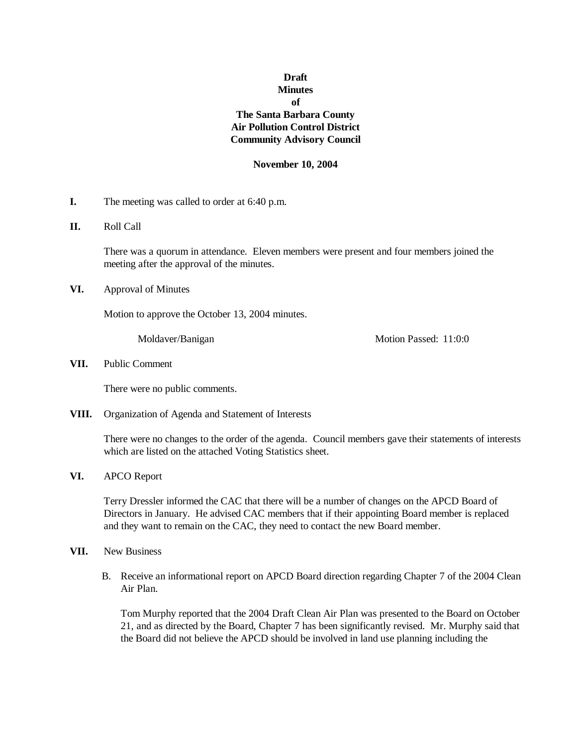**Draft**
**Minutes**
**of**
**The Santa Barbara County**
**Air Pollution Control District**
**Community Advisory Council**

**November 10, 2004**

**I.** The meeting was called to order at 6:40 p.m.

**II.** Roll Call

There was a quorum in attendance. Eleven members were present and four members joined the meeting after the approval of the minutes.

**VI.** Approval of Minutes

Motion to approve the October 13, 2004 minutes.

Moldaver/Banigan — Motion Passed: 11:0:0

**VII.** Public Comment

There were no public comments.

**VIII.** Organization of Agenda and Statement of Interests

There were no changes to the order of the agenda. Council members gave their statements of interests which are listed on the attached Voting Statistics sheet.

**VI.** APCO Report

Terry Dressler informed the CAC that there will be a number of changes on the APCD Board of Directors in January. He advised CAC members that if their appointing Board member is replaced and they want to remain on the CAC, they need to contact the new Board member.

**VII.** New Business

B. Receive an informational report on APCD Board direction regarding Chapter 7 of the 2004 Clean Air Plan.

Tom Murphy reported that the 2004 Draft Clean Air Plan was presented to the Board on October 21, and as directed by the Board, Chapter 7 has been significantly revised. Mr. Murphy said that the Board did not believe the APCD should be involved in land use planning including the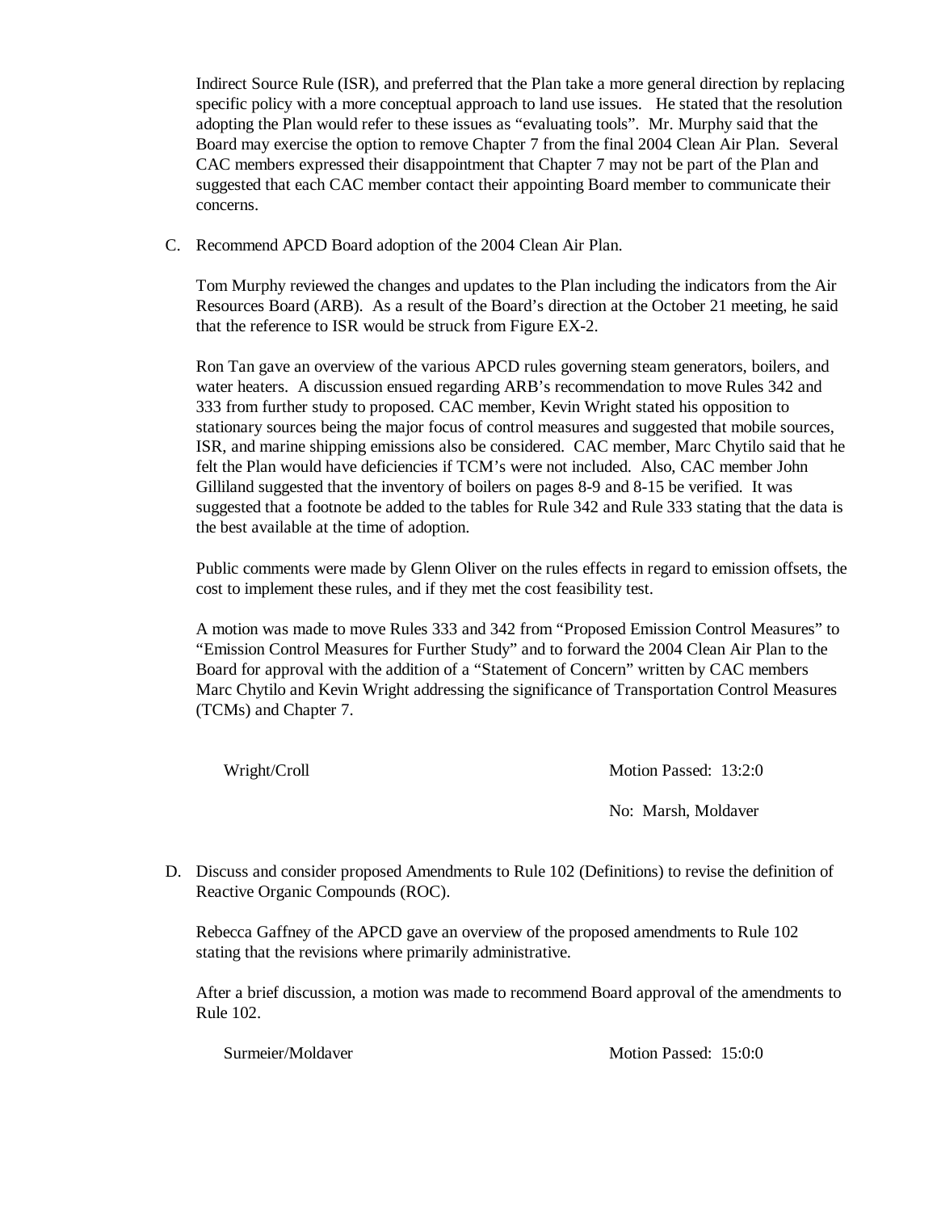Indirect Source Rule (ISR), and preferred that the Plan take a more general direction by replacing specific policy with a more conceptual approach to land use issues. He stated that the resolution adopting the Plan would refer to these issues as "evaluating tools". Mr. Murphy said that the Board may exercise the option to remove Chapter 7 from the final 2004 Clean Air Plan. Several CAC members expressed their disappointment that Chapter 7 may not be part of the Plan and suggested that each CAC member contact their appointing Board member to communicate their concerns.

C. Recommend APCD Board adoption of the 2004 Clean Air Plan.

Tom Murphy reviewed the changes and updates to the Plan including the indicators from the Air Resources Board (ARB). As a result of the Board's direction at the October 21 meeting, he said that the reference to ISR would be struck from Figure EX-2.

Ron Tan gave an overview of the various APCD rules governing steam generators, boilers, and water heaters. A discussion ensued regarding ARB's recommendation to move Rules 342 and 333 from further study to proposed. CAC member, Kevin Wright stated his opposition to stationary sources being the major focus of control measures and suggested that mobile sources, ISR, and marine shipping emissions also be considered. CAC member, Marc Chytilo said that he felt the Plan would have deficiencies if TCM's were not included. Also, CAC member John Gilliland suggested that the inventory of boilers on pages 8-9 and 8-15 be verified. It was suggested that a footnote be added to the tables for Rule 342 and Rule 333 stating that the data is the best available at the time of adoption.

Public comments were made by Glenn Oliver on the rules effects in regard to emission offsets, the cost to implement these rules, and if they met the cost feasibility test.

A motion was made to move Rules 333 and 342 from "Proposed Emission Control Measures" to "Emission Control Measures for Further Study" and to forward the 2004 Clean Air Plan to the Board for approval with the addition of a "Statement of Concern" written by CAC members Marc Chytilo and Kevin Wright addressing the significance of Transportation Control Measures (TCMs) and Chapter 7.

Wright/Croll — Motion Passed: 13:2:0

No: Marsh, Moldaver

D. Discuss and consider proposed Amendments to Rule 102 (Definitions) to revise the definition of Reactive Organic Compounds (ROC).

Rebecca Gaffney of the APCD gave an overview of the proposed amendments to Rule 102 stating that the revisions where primarily administrative.

After a brief discussion, a motion was made to recommend Board approval of the amendments to Rule 102.

Surmeier/Moldaver — Motion Passed: 15:0:0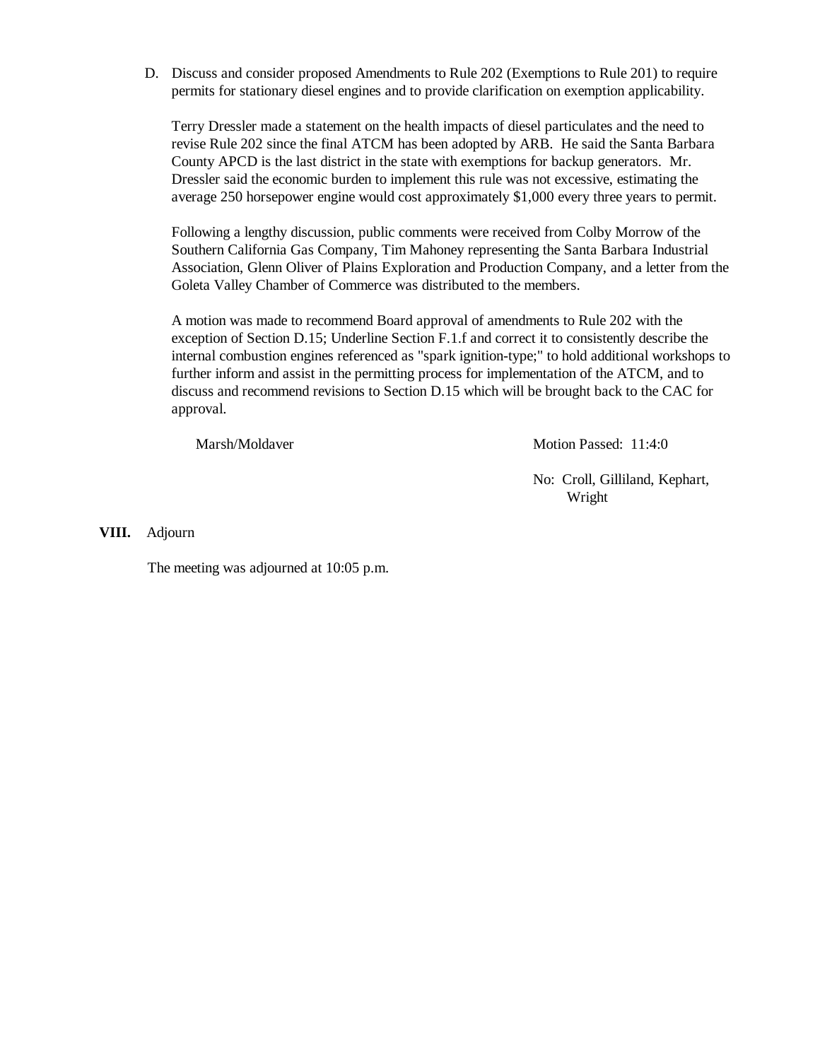D. Discuss and consider proposed Amendments to Rule 202 (Exemptions to Rule 201) to require permits for stationary diesel engines and to provide clarification on exemption applicability.

Terry Dressler made a statement on the health impacts of diesel particulates and the need to revise Rule 202 since the final ATCM has been adopted by ARB. He said the Santa Barbara County APCD is the last district in the state with exemptions for backup generators. Mr. Dressler said the economic burden to implement this rule was not excessive, estimating the average 250 horsepower engine would cost approximately $1,000 every three years to permit.

Following a lengthy discussion, public comments were received from Colby Morrow of the Southern California Gas Company, Tim Mahoney representing the Santa Barbara Industrial Association, Glenn Oliver of Plains Exploration and Production Company, and a letter from the Goleta Valley Chamber of Commerce was distributed to the members.

A motion was made to recommend Board approval of amendments to Rule 202 with the exception of Section D.15; Underline Section F.1.f and correct it to consistently describe the internal combustion engines referenced as "spark ignition-type;" to hold additional workshops to further inform and assist in the permitting process for implementation of the ATCM, and to discuss and recommend revisions to Section D.15 which will be brought back to the CAC for approval.

Marsh/Moldaver — Motion Passed: 11:4:0

No: Croll, Gilliland, Kephart, Wright

**VIII.** Adjourn

The meeting was adjourned at 10:05 p.m.